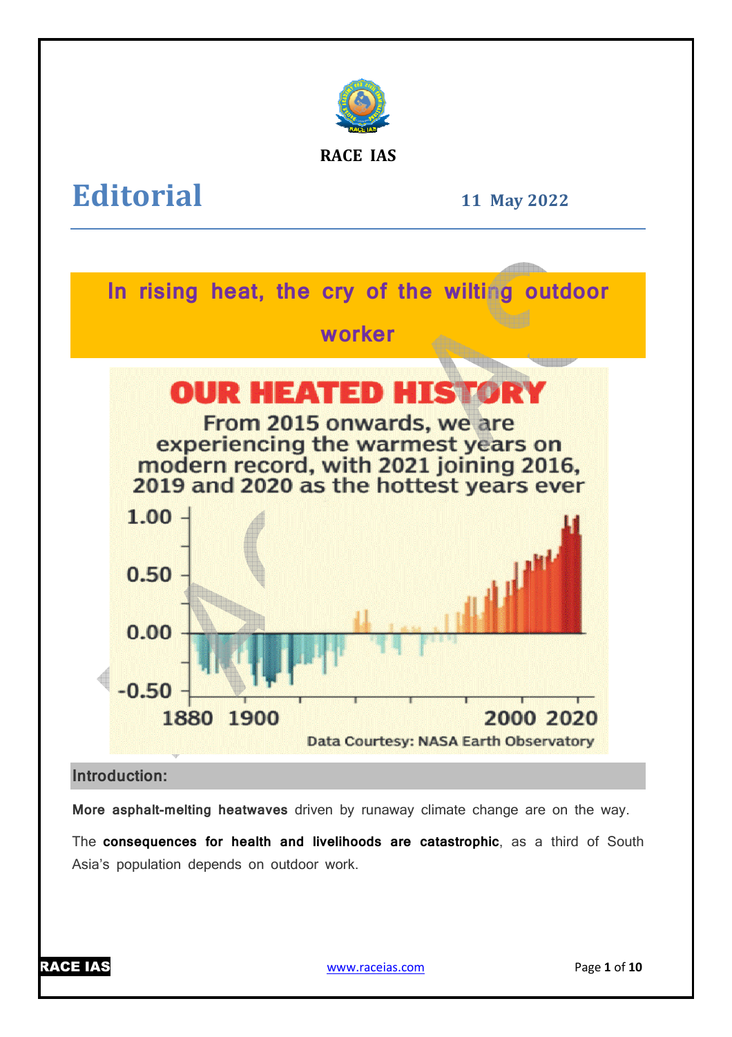RACE IAS

# Editorial

**11 May 2022**

## In rising heat, the cry of the wilting outdoor worker

**OUR HEATED HISTORY**

From 2015 onwards, we are experiencing the warmest years on modern record, with 2021 joining 2016, 2019 and 2020 as the hottest years ever

Data Courtesy: NASA Earth Observatory

### Introduction:

**More asphalt-melting heatwaves** driven by runaway climate change are on the way.

The **consequences for health and livelihoods are catastrophic**, as a third of South Asia's population depends on outdoor work.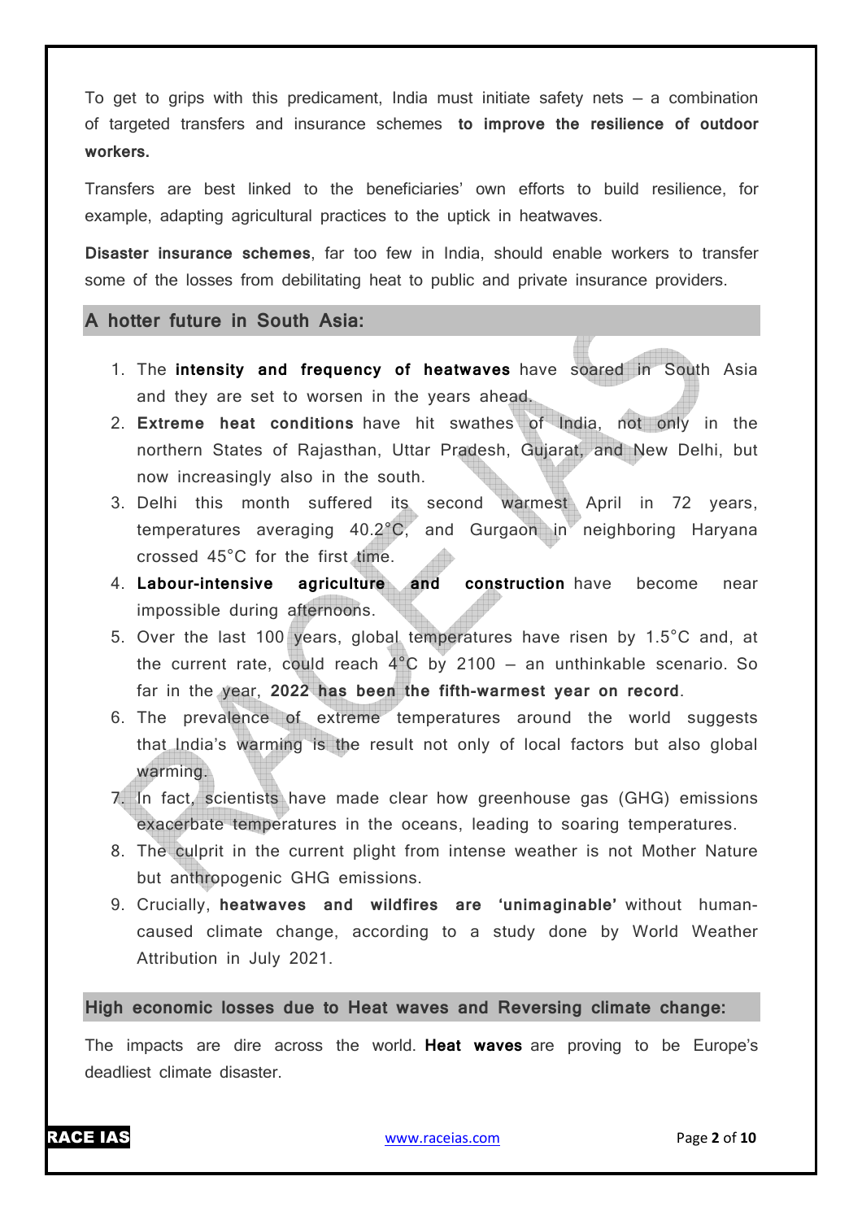To get to grips with this predicament, India must initiate safety nets – a combination of targeted transfers and insurance schemes **to improve the resilience of outdoor workers.**

Transfers are best linked to the beneficiaries' own efforts to build resilience, for example, adapting agricultural practices to the uptick in heatwaves.

**Disaster insurance schemes**, far too few in India, should enable workers to transfer some of the losses from debilitating heat to public and private insurance providers.

## A hotter future in South Asia:

1. The **intensity and frequency of heatwaves** have soared in South Asia and they are set to worsen in the years ahead.
2. **Extreme heat conditions** have hit swathes of India, not only in the northern States of Rajasthan, Uttar Pradesh, Gujarat, and New Delhi, but now increasingly also in the south.
3. Delhi this month suffered its second warmest April in 72 years, temperatures averaging 40.2°C, and Gurgaon in neighboring Haryana crossed 45°C for the first time.
4. **Labour-intensive agriculture and construction** have become near impossible during afternoons.
5. Over the last 100 years, global temperatures have risen by 1.5°C and, at the current rate, could reach 4°C by 2100 – an unthinkable scenario. So far in the year, **2022 has been the fifth-warmest year on record**.
6. The prevalence of extreme temperatures around the world suggests that India's warming is the result not only of local factors but also global warming.
7. In fact, scientists have made clear how greenhouse gas (GHG) emissions exacerbate temperatures in the oceans, leading to soaring temperatures.
8. The culprit in the current plight from intense weather is not Mother Nature but anthropogenic GHG emissions.
9. Crucially, **heatwaves and wildfires are 'unimaginable'** without human-caused climate change, according to a study done by World Weather Attribution in July 2021.

## High economic losses due to Heat waves and Reversing climate change:

The impacts are dire across the world. **Heat waves** are proving to be Europe's deadliest climate disaster.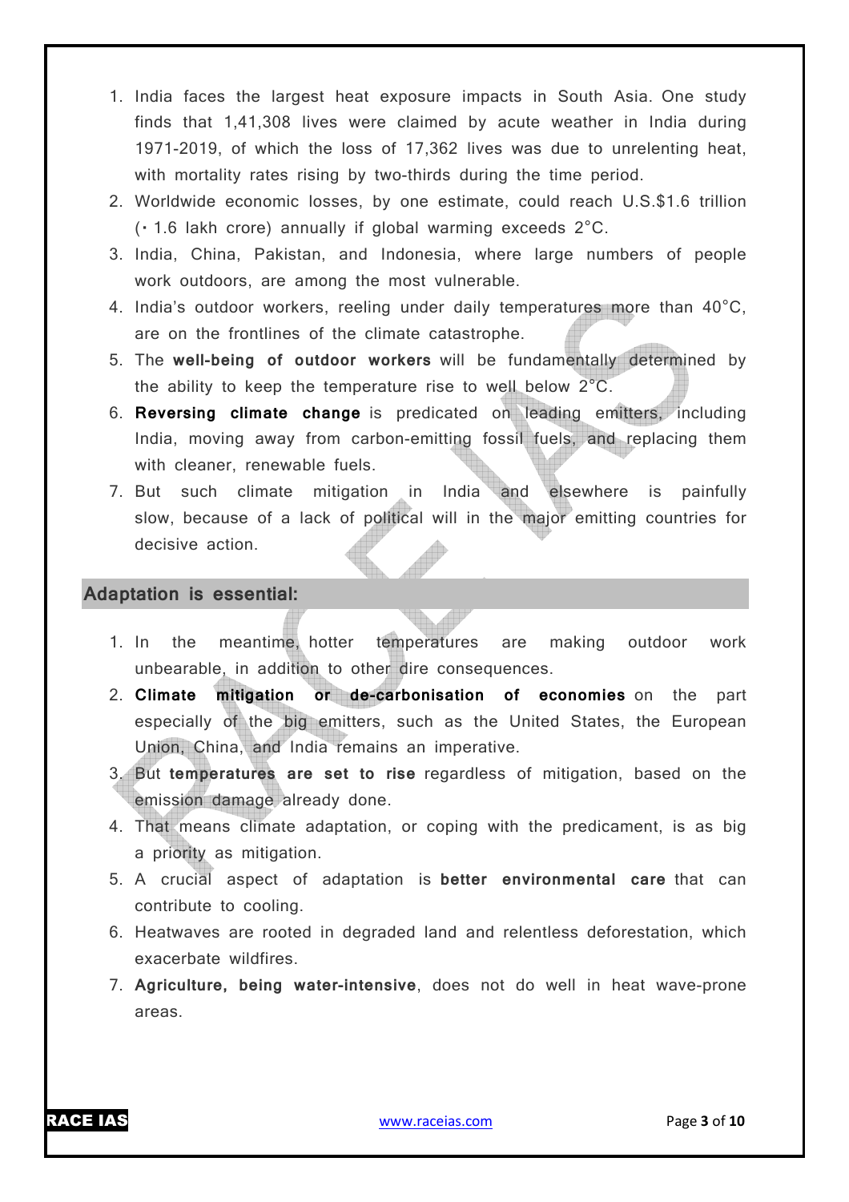1. India faces the largest heat exposure impacts in South Asia. One study finds that 1,41,308 lives were claimed by acute weather in India during 1971-2019, of which the loss of 17,362 lives was due to unrelenting heat, with mortality rates rising by two-thirds during the time period.
2. Worldwide economic losses, by one estimate, could reach U.S.$1.6 trillion (• 1.6 lakh crore) annually if global warming exceeds 2°C.
3. India, China, Pakistan, and Indonesia, where large numbers of people work outdoors, are among the most vulnerable.
4. India's outdoor workers, reeling under daily temperatures more than 40°C, are on the frontlines of the climate catastrophe.
5. The **well-being of outdoor workers** will be fundamentally determined by the ability to keep the temperature rise to well below 2°C.
6. **Reversing climate change** is predicated on leading emitters, including India, moving away from carbon-emitting fossil fuels, and replacing them with cleaner, renewable fuels.
7. But such climate mitigation in India and elsewhere is painfully slow, because of a lack of political will in the major emitting countries for decisive action.

## Adaptation is essential:

1. In the meantime, hotter temperatures are making outdoor work unbearable, in addition to other dire consequences.
2. **Climate mitigation or de-carbonisation of economies** on the part especially of the big emitters, such as the United States, the European Union, China, and India remains an imperative.
3. But **temperatures are set to rise** regardless of mitigation, based on the emission damage already done.
4. That means climate adaptation, or coping with the predicament, is as big a priority as mitigation.
5. A crucial aspect of adaptation is **better environmental care** that can contribute to cooling.
6. Heatwaves are rooted in degraded land and relentless deforestation, which exacerbate wildfires.
7. **Agriculture, being water-intensive**, does not do well in heat wave-prone areas.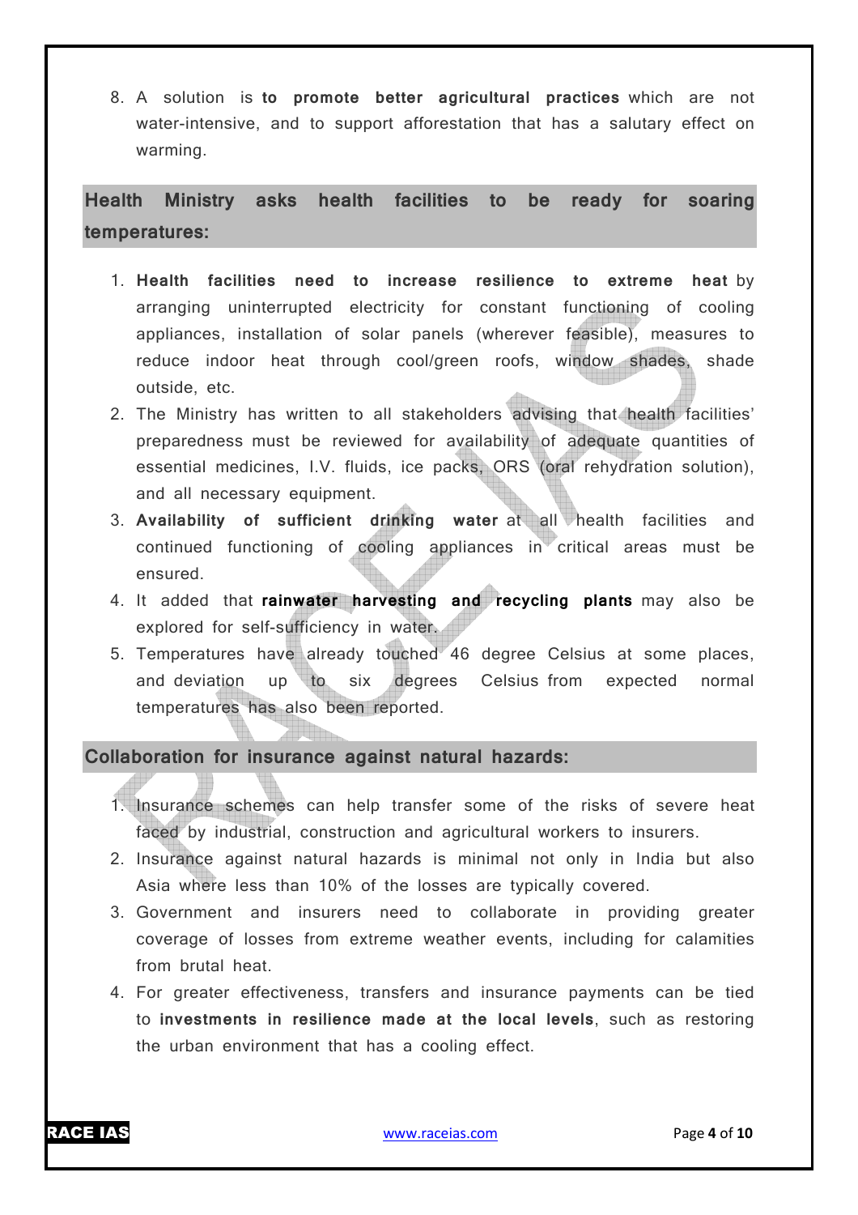8. A solution is **to promote better agricultural practices** which are not water-intensive, and to support afforestation that has a salutary effect on warming.

## Health Ministry asks health facilities to be ready for soaring temperatures:

1. **Health facilities need to increase resilience to extreme heat** by arranging uninterrupted electricity for constant functioning of cooling appliances, installation of solar panels (wherever feasible), measures to reduce indoor heat through cool/green roofs, window shades, shade outside, etc.
2. The Ministry has written to all stakeholders advising that health facilities' preparedness must be reviewed for availability of adequate quantities of essential medicines, I.V. fluids, ice packs, ORS (oral rehydration solution), and all necessary equipment.
3. **Availability of sufficient drinking water** at all health facilities and continued functioning of cooling appliances in critical areas must be ensured.
4. It added that **rainwater harvesting and recycling plants** may also be explored for self-sufficiency in water.
5. Temperatures have already touched 46 degree Celsius at some places, and deviation up to six degrees Celsius from expected normal temperatures has also been reported.

## Collaboration for insurance against natural hazards:

1. Insurance schemes can help transfer some of the risks of severe heat faced by industrial, construction and agricultural workers to insurers.
2. Insurance against natural hazards is minimal not only in India but also Asia where less than 10% of the losses are typically covered.
3. Government and insurers need to collaborate in providing greater coverage of losses from extreme weather events, including for calamities from brutal heat.
4. For greater effectiveness, transfers and insurance payments can be tied to **investments in resilience made at the local levels**, such as restoring the urban environment that has a cooling effect.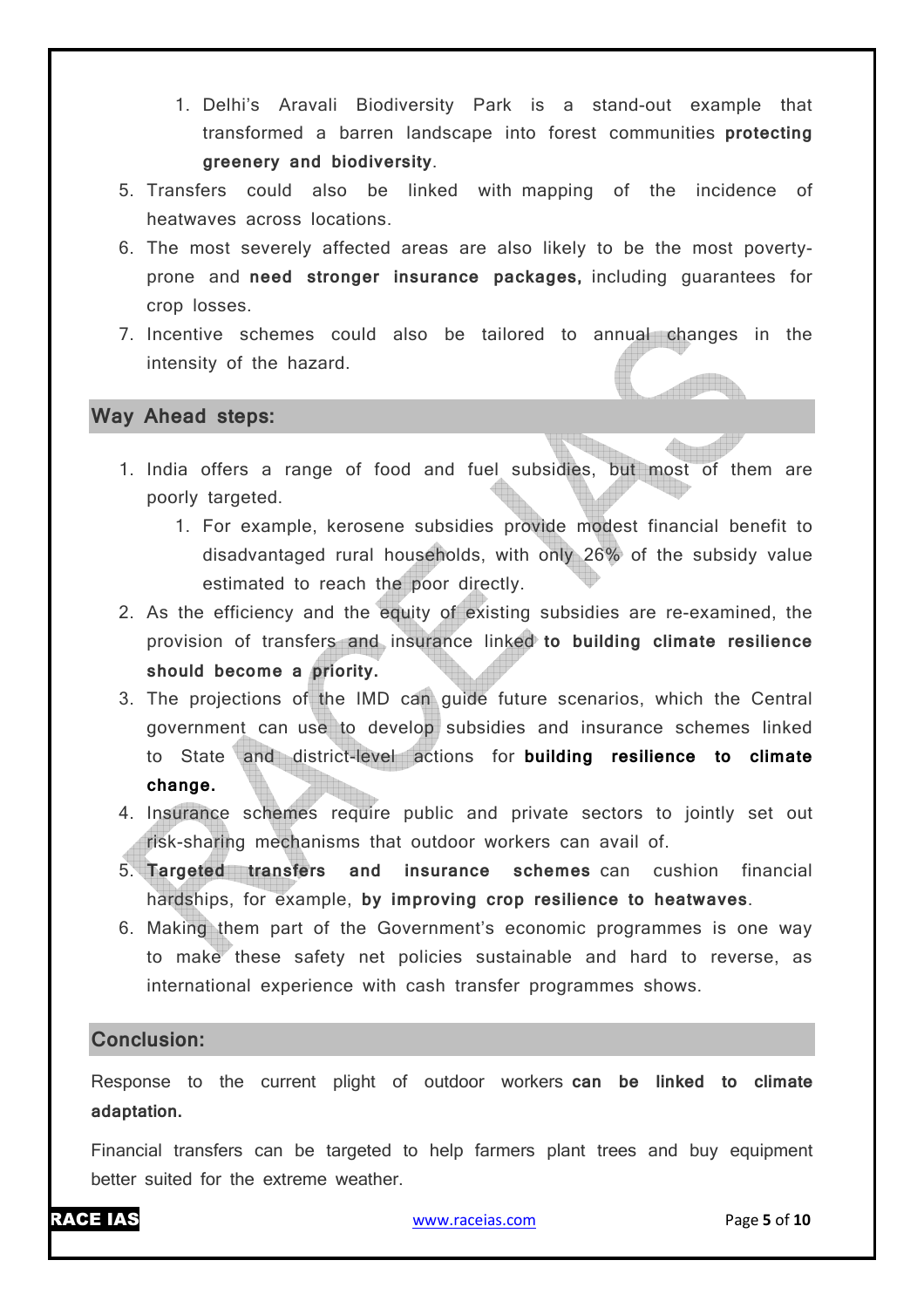1. Delhi's Aravali Biodiversity Park is a stand-out example that transformed a barren landscape into forest communities **protecting greenery and biodiversity**.
5. Transfers could also be linked with mapping of the incidence of heatwaves across locations.
6. The most severely affected areas are also likely to be the most poverty-prone and **need stronger insurance packages,** including guarantees for crop losses.
7. Incentive schemes could also be tailored to annual changes in the intensity of the hazard.

## Way Ahead steps:

1. India offers a range of food and fuel subsidies, but most of them are poorly targeted.
    1. For example, kerosene subsidies provide modest financial benefit to disadvantaged rural households, with only 26% of the subsidy value estimated to reach the poor directly.
2. As the efficiency and the equity of existing subsidies are re-examined, the provision of transfers and insurance linked **to building climate resilience should become a priority.**
3. The projections of the IMD can guide future scenarios, which the Central government can use to develop subsidies and insurance schemes linked to State and district-level actions for **building resilience to climate change.**
4. Insurance schemes require public and private sectors to jointly set out risk-sharing mechanisms that outdoor workers can avail of.
5. **Targeted transfers and insurance schemes** can cushion financial hardships, for example, **by improving crop resilience to heatwaves**.
6. Making them part of the Government's economic programmes is one way to make these safety net policies sustainable and hard to reverse, as international experience with cash transfer programmes shows.

## Conclusion:

Response to the current plight of outdoor workers **can be linked to climate adaptation.**

Financial transfers can be targeted to help farmers plant trees and buy equipment better suited for the extreme weather.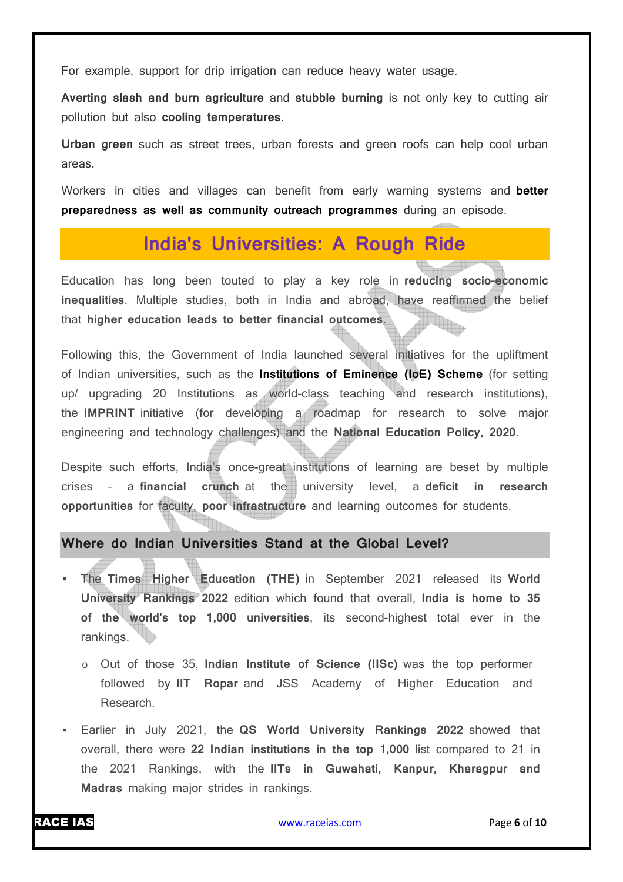For example, support for drip irrigation can reduce heavy water usage.

**Averting slash and burn agriculture** and **stubble burning** is not only key to cutting air pollution but also **cooling temperatures**.

**Urban green** such as street trees, urban forests and green roofs can help cool urban areas.

Workers in cities and villages can benefit from early warning systems and **better preparedness as well as community outreach programmes** during an episode.

# India's Universities: A Rough Ride

Education has long been touted to play a key role in **reducing socio-economic inequalities**. Multiple studies, both in India and abroad, have reaffirmed the belief that **higher education leads to better financial outcomes.**

Following this, the Government of India launched several initiatives for the upliftment of Indian universities, such as the **Institutions of Eminence (IoE) Scheme** (for setting up/ upgrading 20 Institutions as world-class teaching and research institutions), the **IMPRINT** initiative (for developing a roadmap for research to solve major engineering and technology challenges) and the **National Education Policy, 2020.**

Despite such efforts, India's once-great institutions of learning are beset by multiple crises – a **financial crunch** at the university level, a **deficit in research opportunities** for faculty, **poor infrastructure** and learning outcomes for students.

## Where do Indian Universities Stand at the Global Level?

- The **Times Higher Education (THE)** in September 2021 released its **World University Rankings 2022** edition which found that overall, **India is home to 35 of the world's top 1,000 universities**, its second-highest total ever in the rankings.
  - Out of those 35, **Indian Institute of Science (IISc)** was the top performer followed by **IIT Ropar** and JSS Academy of Higher Education and Research.
- Earlier in July 2021, the **QS World University Rankings 2022** showed that overall, there were **22 Indian institutions in the top 1,000** list compared to 21 in the 2021 Rankings, with the **IITs in Guwahati, Kanpur, Kharagpur and Madras** making major strides in rankings.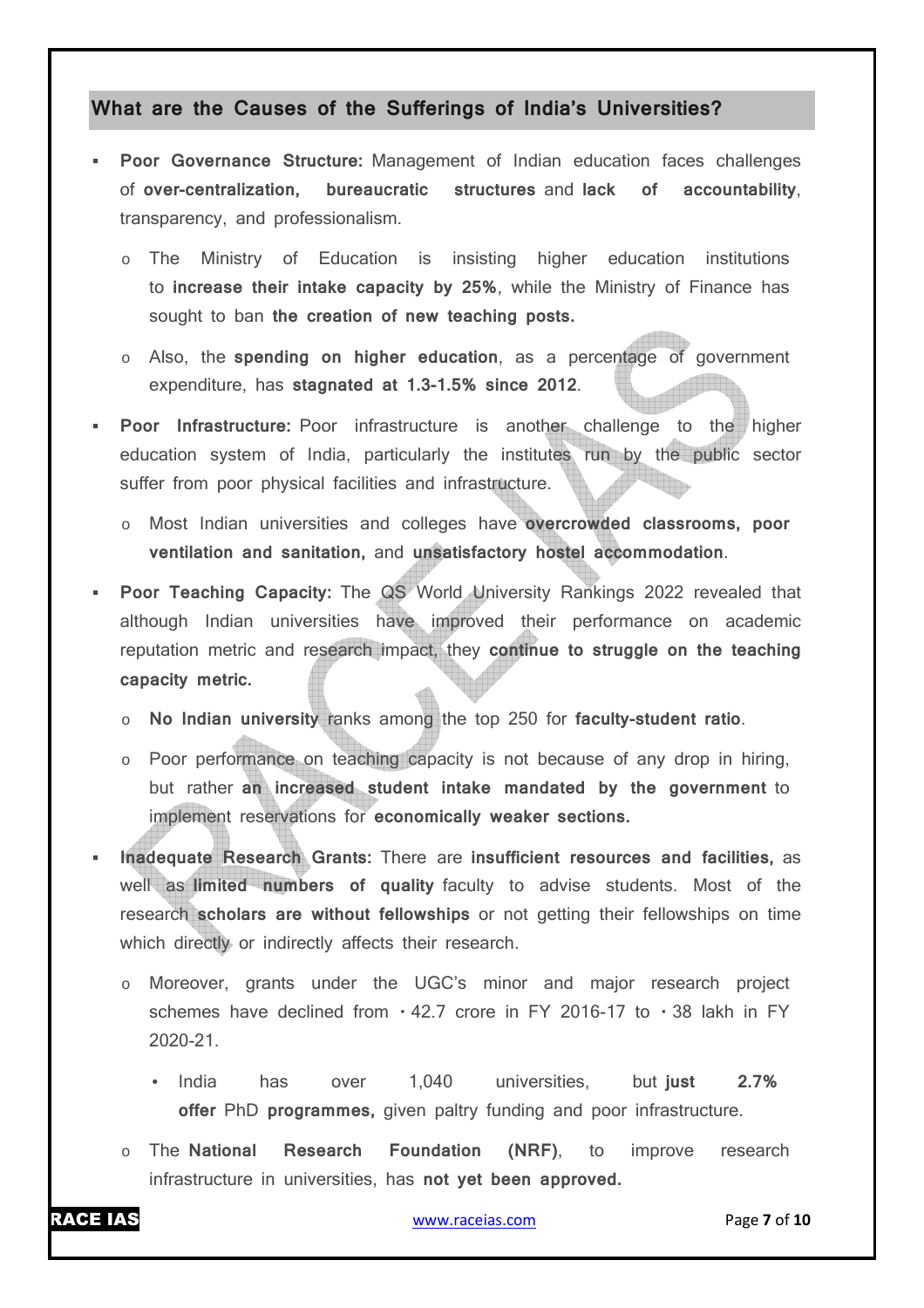## What are the Causes of the Sufferings of India's Universities?

- **Poor Governance Structure:** Management of Indian education faces challenges of **over-centralization, bureaucratic structures** and **lack of accountability**, transparency, and professionalism.
  - The Ministry of Education is insisting higher education institutions to **increase their intake capacity by 25%**, while the Ministry of Finance has sought to ban **the creation of new teaching posts.**
  - Also, the **spending on higher education**, as a percentage of government expenditure, has **stagnated at 1.3-1.5% since 2012**.
- **Poor Infrastructure:** Poor infrastructure is another challenge to the higher education system of India, particularly the institutes run by the public sector suffer from poor physical facilities and infrastructure.
  - Most Indian universities and colleges have **overcrowded classrooms, poor ventilation and sanitation,** and **unsatisfactory hostel accommodation**.
- **Poor Teaching Capacity:** The QS World University Rankings 2022 revealed that although Indian universities have improved their performance on academic reputation metric and research impact, they **continue to struggle on the teaching capacity metric.**
  - **No Indian university** ranks among the top 250 for **faculty-student ratio**.
  - Poor performance on teaching capacity is not because of any drop in hiring, but rather **an increased student intake mandated by the government** to implement reservations for **economically weaker sections.**
- **Inadequate Research Grants:** There are **insufficient resources and facilities,** as well as **limited numbers of quality** faculty to advise students. Most of the research **scholars are without fellowships** or not getting their fellowships on time which directly or indirectly affects their research.
  - Moreover, grants under the UGC's minor and major research project schemes have declined from ₹42.7 crore in FY 2016-17 to ₹38 lakh in FY 2020-21.
    - India has over 1,040 universities, but **just 2.7% offer** PhD **programmes,** given paltry funding and poor infrastructure.
  - The **National Research Foundation (NRF)**, to improve research infrastructure in universities, has **not yet been approved.**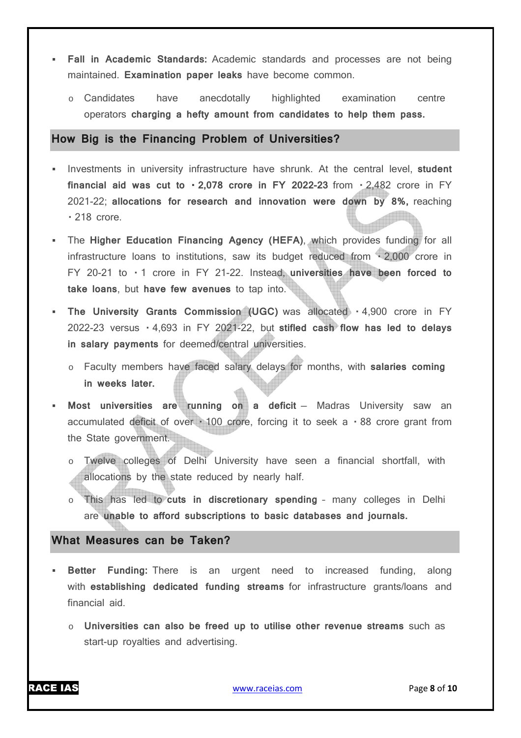- **Fall in Academic Standards:** Academic standards and processes are not being maintained. **Examination paper leaks** have become common.
  - Candidates have anecdotally highlighted examination centre operators **charging a hefty amount from candidates to help them pass.**

## How Big is the Financing Problem of Universities?

- Investments in university infrastructure have shrunk. At the central level, **student financial aid was cut to ₹2,078 crore in FY 2022-23** from ₹2,482 crore in FY 2021-22; **allocations for research and innovation were down by 8%,** reaching ₹218 crore.
- The **Higher Education Financing Agency (HEFA)**, which provides funding for all infrastructure loans to institutions, saw its budget reduced from ₹2,000 crore in FY 20-21 to ₹1 crore in FY 21-22. Instead, **universities have been forced to take loans**, but **have few avenues** to tap into.
- **The University Grants Commission (UGC)** was allocated ₹4,900 crore in FY 2022-23 versus ₹4,693 in FY 2021-22, but **stifled cash flow has led to delays in salary payments** for deemed/central universities.
  - Faculty members have faced salary delays for months, with **salaries coming in weeks later.**
- **Most universities are running on a deficit** – Madras University saw an accumulated deficit of over ₹100 crore, forcing it to seek a ₹88 crore grant from the State government.
  - Twelve colleges of Delhi University have seen a financial shortfall, with allocations by the state reduced by nearly half.
  - This has led to **cuts in discretionary spending** - many colleges in Delhi are **unable to afford subscriptions to basic databases and journals.**

## What Measures can be Taken?

- **Better Funding:** There is an urgent need to increased funding, along with **establishing dedicated funding streams** for infrastructure grants/loans and financial aid.
  - **Universities can also be freed up to utilise other revenue streams** such as start-up royalties and advertising.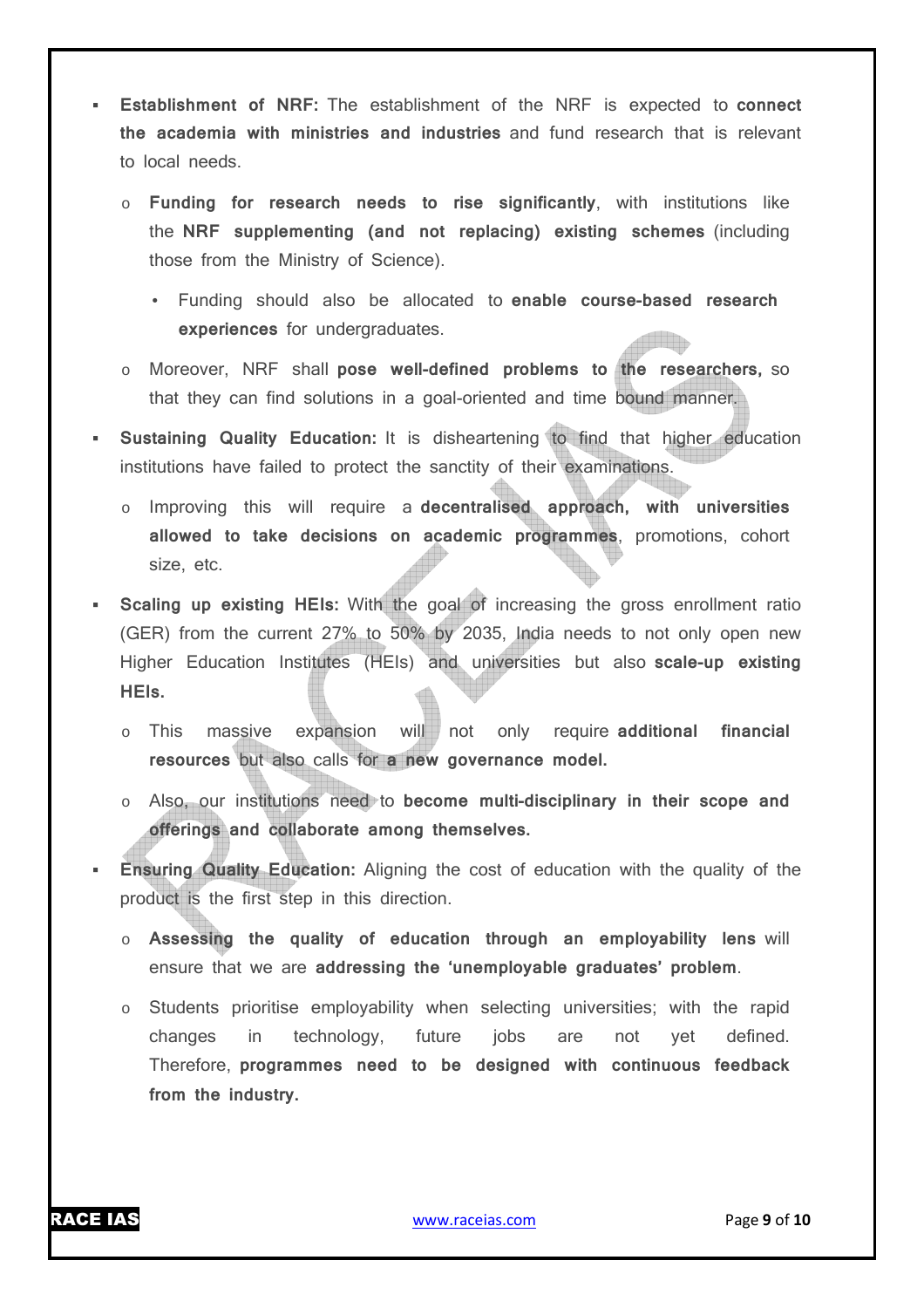- **Establishment of NRF:** The establishment of the NRF is expected to **connect the academia with ministries and industries** and fund research that is relevant to local needs.
  - **Funding for research needs to rise significantly**, with institutions like the **NRF supplementing (and not replacing) existing schemes** (including those from the Ministry of Science).
    - Funding should also be allocated to **enable course-based research experiences** for undergraduates.
  - Moreover, NRF shall **pose well-defined problems to the researchers,** so that they can find solutions in a goal-oriented and time bound manner.
- **Sustaining Quality Education:** It is disheartening to find that higher education institutions have failed to protect the sanctity of their examinations.
  - Improving this will require a **decentralised approach, with universities allowed to take decisions on academic programmes**, promotions, cohort size, etc.
- **Scaling up existing HEIs:** With the goal of increasing the gross enrollment ratio (GER) from the current 27% to 50% by 2035, India needs to not only open new Higher Education Institutes (HEIs) and universities but also **scale-up existing HEIs.**
  - This massive expansion will not only require **additional financial resources** but also calls for **a new governance model.**
  - Also, our institutions need to **become multi-disciplinary in their scope and offerings and collaborate among themselves.**
- **Ensuring Quality Education:** Aligning the cost of education with the quality of the product is the first step in this direction.
  - **Assessing the quality of education through an employability lens** will ensure that we are **addressing the 'unemployable graduates' problem**.
  - Students prioritise employability when selecting universities; with the rapid changes in technology, future jobs are not yet defined. Therefore, **programmes need to be designed with continuous feedback from the industry.**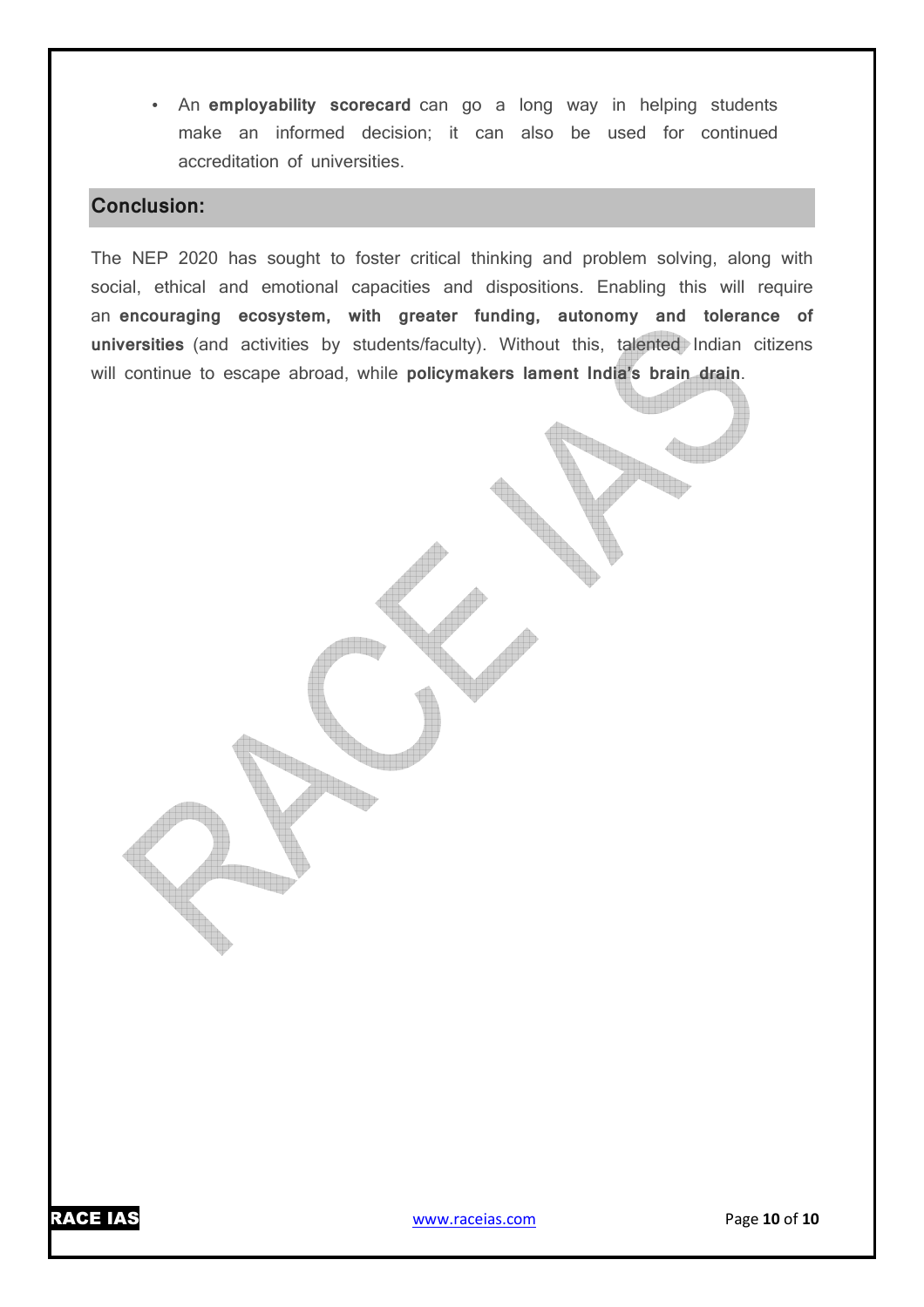- An **employability scorecard** can go a long way in helping students make an informed decision; it can also be used for continued accreditation of universities.

## Conclusion:

The NEP 2020 has sought to foster critical thinking and problem solving, along with social, ethical and emotional capacities and dispositions. Enabling this will require an **encouraging ecosystem, with greater funding, autonomy and tolerance of universities** (and activities by students/faculty). Without this, talented Indian citizens will continue to escape abroad, while **policymakers lament India's brain drain**.